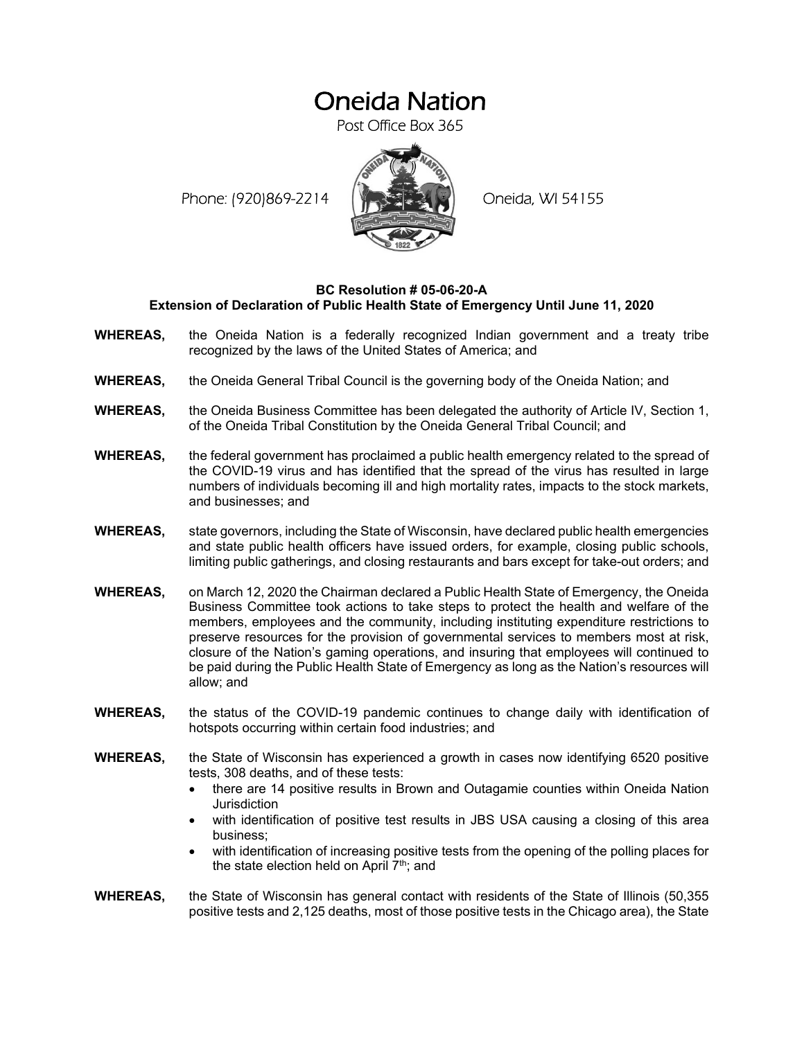# Oneida Nation

Post Office Box 365

Phone: (920)869-2214 Oneida, WI 54155

**BC Resolution # 05-06-20-A**
**Extension of Declaration of Public Health State of Emergency Until June 11, 2020**

**WHEREAS,** the Oneida Nation is a federally recognized Indian government and a treaty tribe recognized by the laws of the United States of America; and

**WHEREAS,** the Oneida General Tribal Council is the governing body of the Oneida Nation; and

**WHEREAS,** the Oneida Business Committee has been delegated the authority of Article IV, Section 1, of the Oneida Tribal Constitution by the Oneida General Tribal Council; and

**WHEREAS,** the federal government has proclaimed a public health emergency related to the spread of the COVID-19 virus and has identified that the spread of the virus has resulted in large numbers of individuals becoming ill and high mortality rates, impacts to the stock markets, and businesses; and

**WHEREAS,** state governors, including the State of Wisconsin, have declared public health emergencies and state public health officers have issued orders, for example, closing public schools, limiting public gatherings, and closing restaurants and bars except for take-out orders; and

**WHEREAS,** on March 12, 2020 the Chairman declared a Public Health State of Emergency, the Oneida Business Committee took actions to take steps to protect the health and welfare of the members, employees and the community, including instituting expenditure restrictions to preserve resources for the provision of governmental services to members most at risk, closure of the Nation's gaming operations, and insuring that employees will continued to be paid during the Public Health State of Emergency as long as the Nation's resources will allow; and

**WHEREAS,** the status of the COVID-19 pandemic continues to change daily with identification of hotspots occurring within certain food industries; and

**WHEREAS,** the State of Wisconsin has experienced a growth in cases now identifying 6520 positive tests, 308 deaths, and of these tests:

- there are 14 positive results in Brown and Outagamie counties within Oneida Nation Jurisdiction
- with identification of positive test results in JBS USA causing a closing of this area business;
- with identification of increasing positive tests from the opening of the polling places for the state election held on April 7th; and

**WHEREAS,** the State of Wisconsin has general contact with residents of the State of Illinois (50,355 positive tests and 2,125 deaths, most of those positive tests in the Chicago area), the State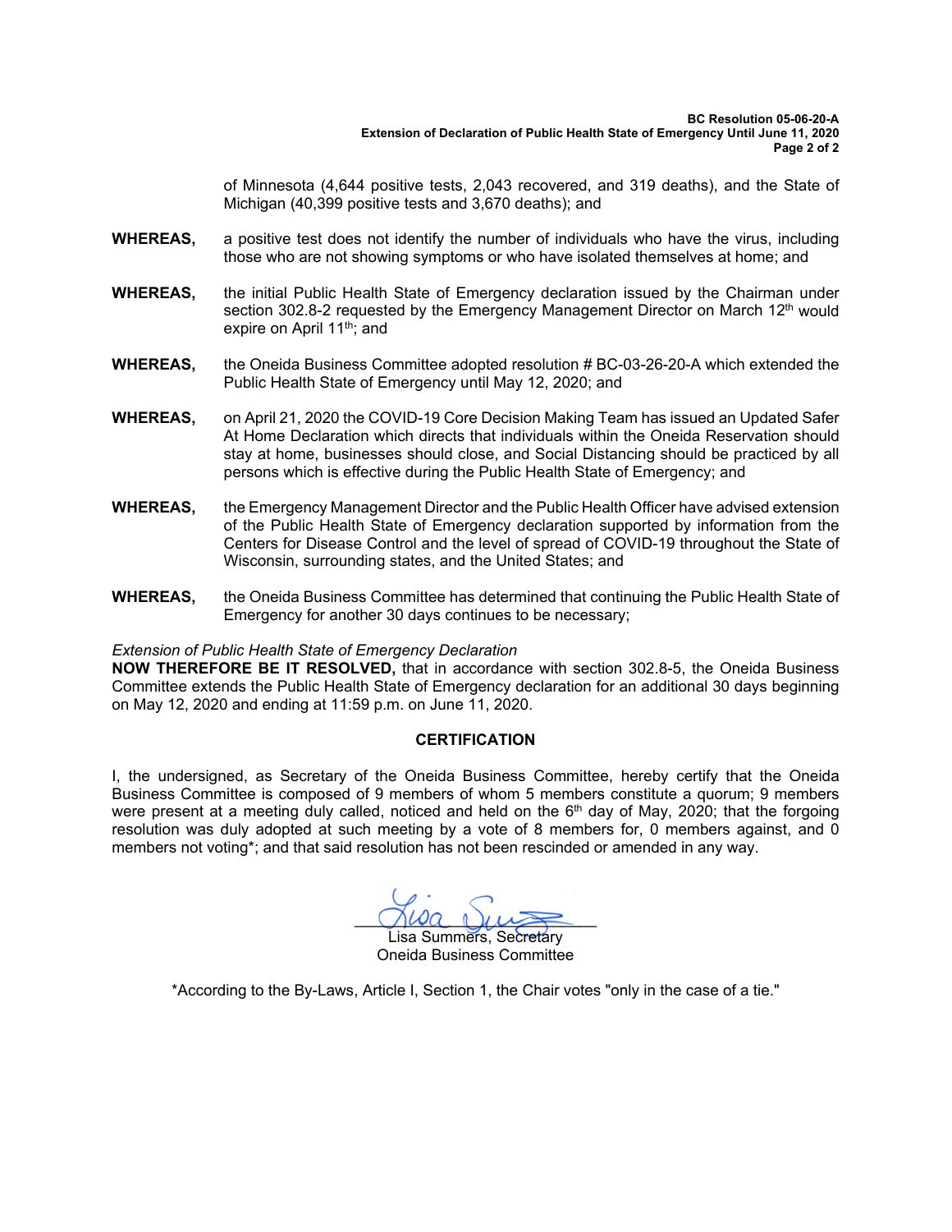of Minnesota (4,644 positive tests, 2,043 recovered, and 319 deaths), and the State of Michigan (40,399 positive tests and 3,670 deaths); and

**WHEREAS,** a positive test does not identify the number of individuals who have the virus, including those who are not showing symptoms or who have isolated themselves at home; and

**WHEREAS,** the initial Public Health State of Emergency declaration issued by the Chairman under section 302.8-2 requested by the Emergency Management Director on March 12th would expire on April 11th; and

**WHEREAS,** the Oneida Business Committee adopted resolution # BC-03-26-20-A which extended the Public Health State of Emergency until May 12, 2020; and

**WHEREAS,** on April 21, 2020 the COVID-19 Core Decision Making Team has issued an Updated Safer At Home Declaration which directs that individuals within the Oneida Reservation should stay at home, businesses should close, and Social Distancing should be practiced by all persons which is effective during the Public Health State of Emergency; and

**WHEREAS,** the Emergency Management Director and the Public Health Officer have advised extension of the Public Health State of Emergency declaration supported by information from the Centers for Disease Control and the level of spread of COVID-19 throughout the State of Wisconsin, surrounding states, and the United States; and

**WHEREAS,** the Oneida Business Committee has determined that continuing the Public Health State of Emergency for another 30 days continues to be necessary;

*Extension of Public Health State of Emergency Declaration*

**NOW THEREFORE BE IT RESOLVED,** that in accordance with section 302.8-5, the Oneida Business Committee extends the Public Health State of Emergency declaration for an additional 30 days beginning on May 12, 2020 and ending at 11:59 p.m. on June 11, 2020.

## CERTIFICATION

I, the undersigned, as Secretary of the Oneida Business Committee, hereby certify that the Oneida Business Committee is composed of 9 members of whom 5 members constitute a quorum; 9 members were present at a meeting duly called, noticed and held on the 6th day of May, 2020; that the forgoing resolution was duly adopted at such meeting by a vote of 8 members for, 0 members against, and 0 members not voting*; and that said resolution has not been rescinded or amended in any way.

Lisa Summers, Secretary
Oneida Business Committee

*According to the By-Laws, Article I, Section 1, the Chair votes "only in the case of a tie."